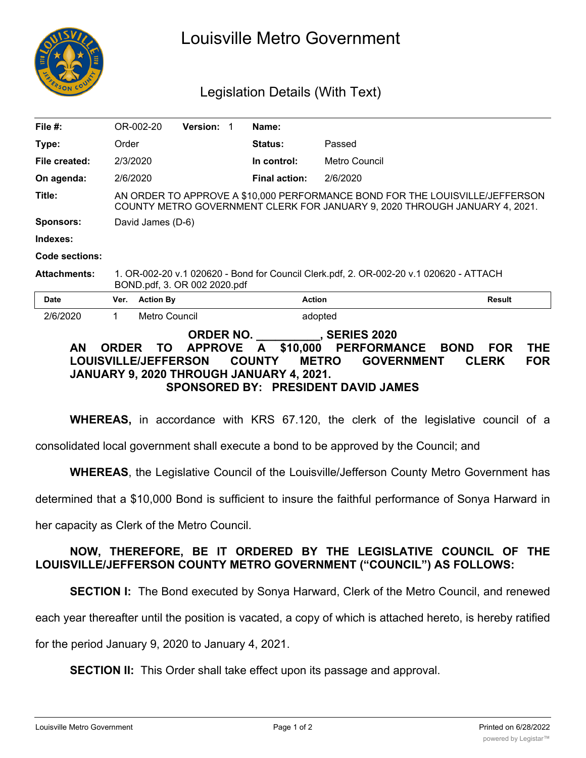# Louisville Metro Government

## Legislation Details (With Text)

| | | | |
|---|---|---|---|
| **File #:** | OR-002-20 **Version:** 1 | **Name:** | |
| **Type:** | Order | **Status:** | Passed |
| **File created:** | 2/3/2020 | **In control:** | Metro Council |
| **On agenda:** | 2/6/2020 | **Final action:** | 2/6/2020 |
| **Title:** | AN ORDER TO APPROVE A $10,000 PERFORMANCE BOND FOR THE LOUISVILLE/JEFFERSON COUNTY METRO GOVERNMENT CLERK FOR JANUARY 9, 2020 THROUGH JANUARY 4, 2021. | | |
| **Sponsors:** | David James (D-6) | | |
| **Indexes:** | | | |
| **Code sections:** | | | |
| **Attachments:** | 1. OR-002-20 v.1 020620 - Bond for Council Clerk.pdf, 2. OR-002-20 v.1 020620 - ATTACH BOND.pdf, 3. OR 002 2020.pdf | | |

| Date | Ver. | Action By | Action | Result |
|---|---|---|---|---|
| 2/6/2020 | 1 | Metro Council | adopted | |

**ORDER NO. __________, SERIES 2020**

**AN ORDER TO APPROVE A $10,000 PERFORMANCE BOND FOR THE LOUISVILLE/JEFFERSON COUNTY METRO GOVERNMENT CLERK FOR JANUARY 9, 2020 THROUGH JANUARY 4, 2021.**

**SPONSORED BY: PRESIDENT DAVID JAMES**

**WHEREAS,** in accordance with KRS 67.120, the clerk of the legislative council of a consolidated local government shall execute a bond to be approved by the Council; and

**WHEREAS**, the Legislative Council of the Louisville/Jefferson County Metro Government has determined that a $10,000 Bond is sufficient to insure the faithful performance of Sonya Harward in her capacity as Clerk of the Metro Council.

**NOW, THEREFORE, BE IT ORDERED BY THE LEGISLATIVE COUNCIL OF THE LOUISVILLE/JEFFERSON COUNTY METRO GOVERNMENT ("COUNCIL") AS FOLLOWS:**

**SECTION I:** The Bond executed by Sonya Harward, Clerk of the Metro Council, and renewed each year thereafter until the position is vacated, a copy of which is attached hereto, is hereby ratified for the period January 9, 2020 to January 4, 2021.

**SECTION II:** This Order shall take effect upon its passage and approval.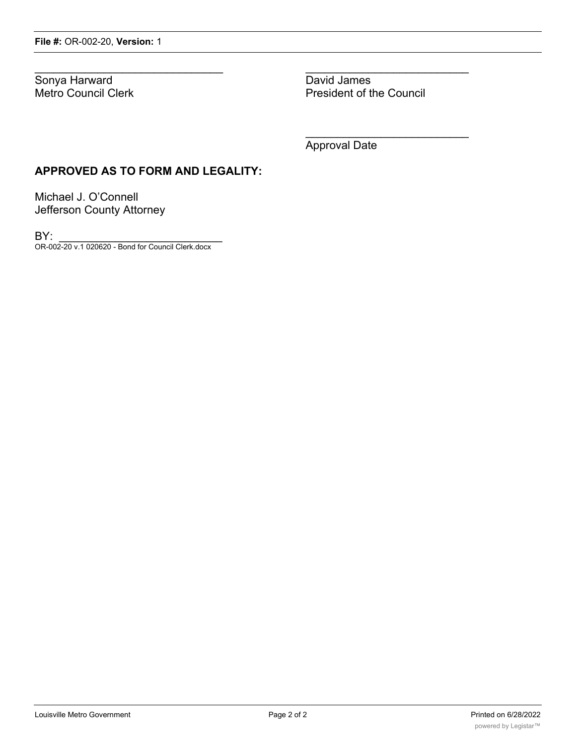\_\_\_\_\_\_\_\_\_\_\_\_\_\_\_\_\_\_\_\_\_\_\_\_\_\_\_\_\_\_\_
Sonya Harward
Metro Council Clerk

\_\_\_\_\_\_\_\_\_\_\_\_\_\_\_\_\_\_\_\_\_\_\_\_\_\_\_
David James
President of the Council

\_\_\_\_\_\_\_\_\_\_\_\_\_\_\_\_\_\_\_\_\_\_\_\_\_\_\_
Approval Date

**APPROVED AS TO FORM AND LEGALITY:**

Michael J. O'Connell
Jefferson County Attorney

BY: \_\_\_\_\_\_\_\_\_\_\_\_\_\_\_\_\_\_\_\_\_\_\_\_\_\_\_

OR-002-20 v.1 020620 - Bond for Council Clerk.docx